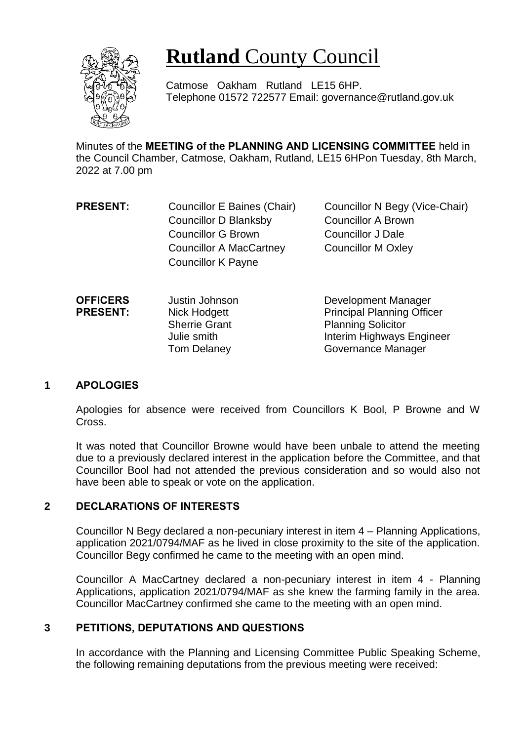# **Rutland** County Council

Catmose Oakham Rutland LE15 6HP.
Telephone 01572 722577 Email: governance@rutland.gov.uk

Minutes of the **MEETING of the PLANNING AND LICENSING COMMITTEE** held in the Council Chamber, Catmose, Oakham, Rutland, LE15 6HPon Tuesday, 8th March, 2022 at 7.00 pm

| | | |
|---|---|---|
| **PRESENT:** | Councillor E Baines (Chair) | Councillor N Begy (Vice-Chair) |
| | Councillor D Blanksby | Councillor A Brown |
| | Councillor G Brown | Councillor J Dale |
| | Councillor A MacCartney | Councillor M Oxley |
| | Councillor K Payne | |

| | | |
|---|---|---|
| **OFFICERS PRESENT:** | Justin Johnson | Development Manager |
| | Nick Hodgett | Principal Planning Officer |
| | Sherrie Grant | Planning Solicitor |
| | Julie smith | Interim Highways Engineer |
| | Tom Delaney | Governance Manager |

## 1 APOLOGIES

Apologies for absence were received from Councillors K Bool, P Browne and W Cross.

It was noted that Councillor Browne would have been unbale to attend the meeting due to a previously declared interest in the application before the Committee, and that Councillor Bool had not attended the previous consideration and so would also not have been able to speak or vote on the application.

## 2 DECLARATIONS OF INTERESTS

Councillor N Begy declared a non-pecuniary interest in item 4 – Planning Applications, application 2021/0794/MAF as he lived in close proximity to the site of the application. Councillor Begy confirmed he came to the meeting with an open mind.

Councillor A MacCartney declared a non-pecuniary interest in item 4 - Planning Applications, application 2021/0794/MAF as she knew the farming family in the area. Councillor MacCartney confirmed she came to the meeting with an open mind.

## 3 PETITIONS, DEPUTATIONS AND QUESTIONS

In accordance with the Planning and Licensing Committee Public Speaking Scheme, the following remaining deputations from the previous meeting were received: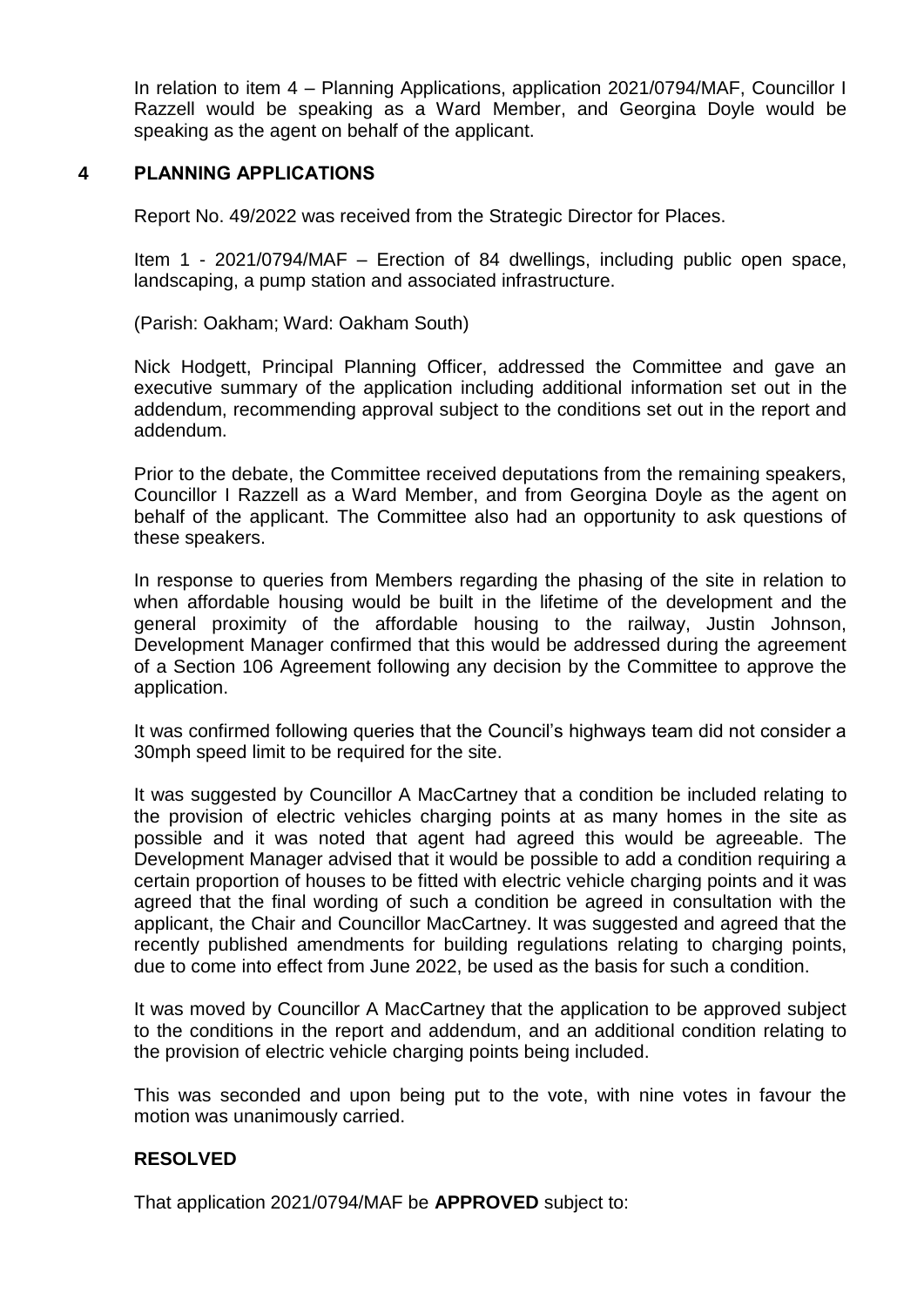In relation to item 4 – Planning Applications, application 2021/0794/MAF, Councillor I Razzell would be speaking as a Ward Member, and Georgina Doyle would be speaking as the agent on behalf of the applicant.

## 4 PLANNING APPLICATIONS

Report No. 49/2022 was received from the Strategic Director for Places.

Item 1 - 2021/0794/MAF – Erection of 84 dwellings, including public open space, landscaping, a pump station and associated infrastructure.

(Parish: Oakham; Ward: Oakham South)

Nick Hodgett, Principal Planning Officer, addressed the Committee and gave an executive summary of the application including additional information set out in the addendum, recommending approval subject to the conditions set out in the report and addendum.

Prior to the debate, the Committee received deputations from the remaining speakers, Councillor I Razzell as a Ward Member, and from Georgina Doyle as the agent on behalf of the applicant. The Committee also had an opportunity to ask questions of these speakers.

In response to queries from Members regarding the phasing of the site in relation to when affordable housing would be built in the lifetime of the development and the general proximity of the affordable housing to the railway, Justin Johnson, Development Manager confirmed that this would be addressed during the agreement of a Section 106 Agreement following any decision by the Committee to approve the application.

It was confirmed following queries that the Council's highways team did not consider a 30mph speed limit to be required for the site.

It was suggested by Councillor A MacCartney that a condition be included relating to the provision of electric vehicles charging points at as many homes in the site as possible and it was noted that agent had agreed this would be agreeable. The Development Manager advised that it would be possible to add a condition requiring a certain proportion of houses to be fitted with electric vehicle charging points and it was agreed that the final wording of such a condition be agreed in consultation with the applicant, the Chair and Councillor MacCartney. It was suggested and agreed that the recently published amendments for building regulations relating to charging points, due to come into effect from June 2022, be used as the basis for such a condition.

It was moved by Councillor A MacCartney that the application to be approved subject to the conditions in the report and addendum, and an additional condition relating to the provision of electric vehicle charging points being included.

This was seconded and upon being put to the vote, with nine votes in favour the motion was unanimously carried.

**RESOLVED**

That application 2021/0794/MAF be **APPROVED** subject to: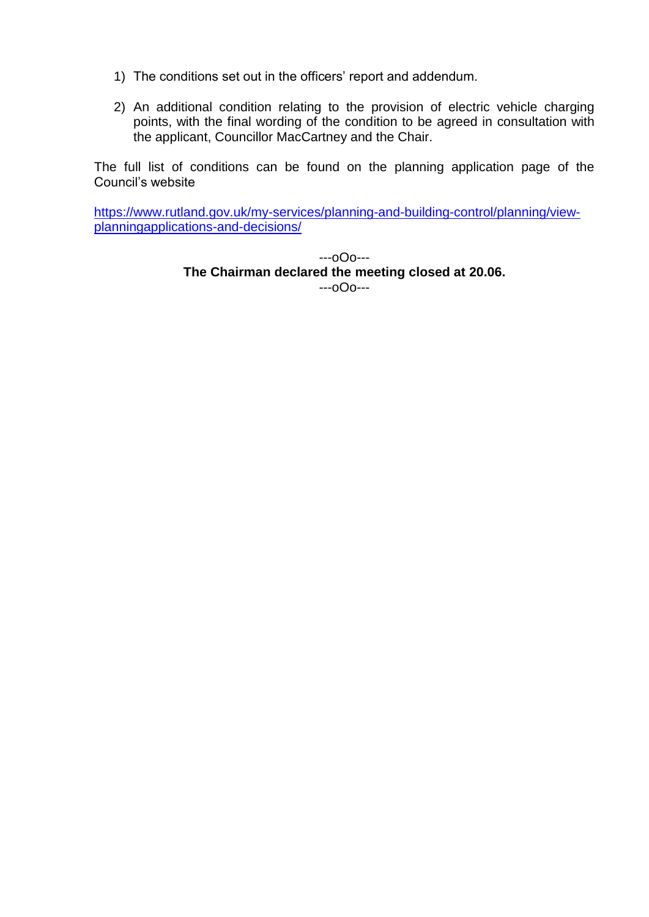1) The conditions set out in the officers' report and addendum.

2) An additional condition relating to the provision of electric vehicle charging points, with the final wording of the condition to be agreed in consultation with the applicant, Councillor MacCartney and the Chair.

The full list of conditions can be found on the planning application page of the Council's website

[https://www.rutland.gov.uk/my-services/planning-and-building-control/planning/view-planningapplications-and-decisions/](https://www.rutland.gov.uk/my-services/planning-and-building-control/planning/view-planningapplications-and-decisions/)

---oOo---

**The Chairman declared the meeting closed at 20.06.**

---oOo---